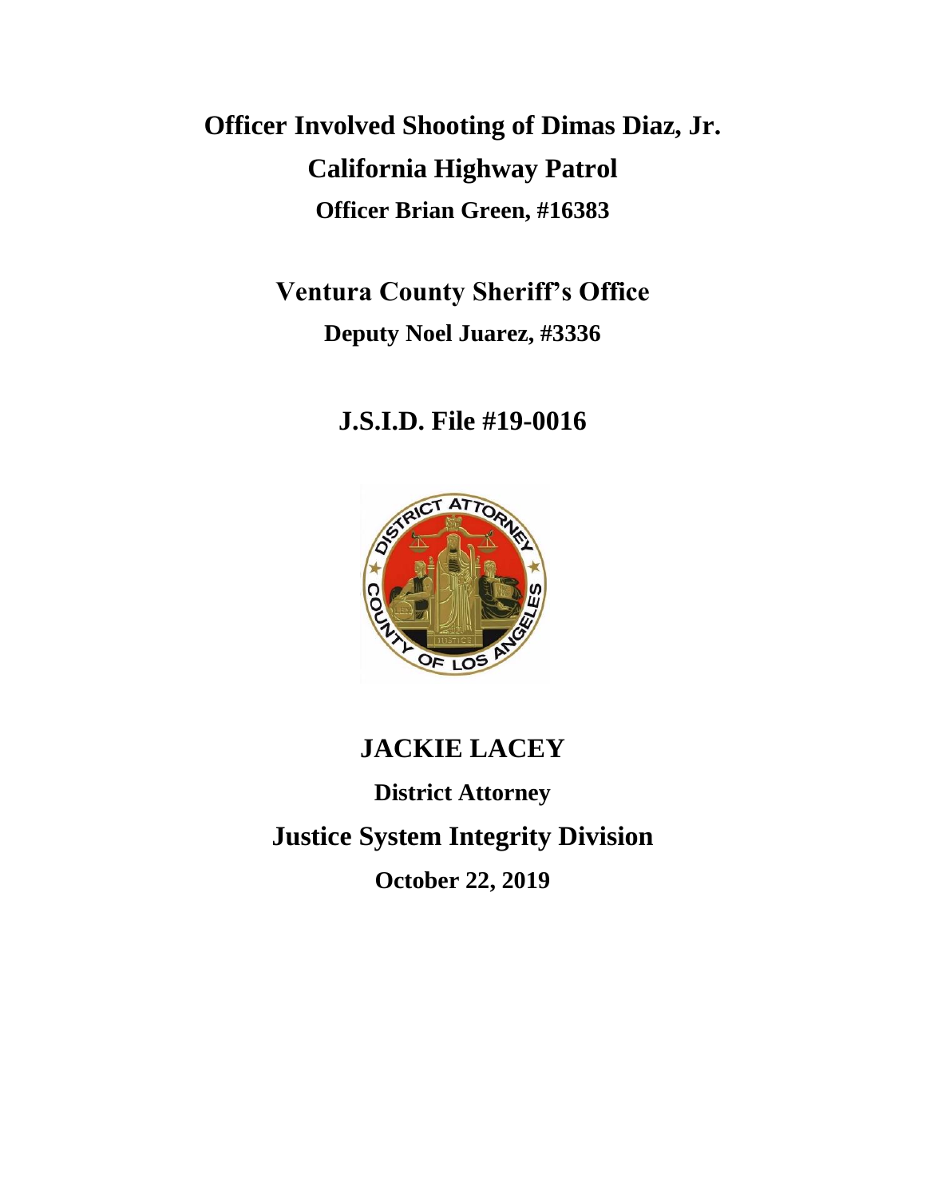# Officer Involved Shooting of Dimas Diaz, Jr.

## California Highway Patrol

**Officer Brian Green, #16383**

## Ventura County Sheriff's Office

**Deputy Noel Juarez, #3336**

## J.S.I.D. File #19-0016

## JACKIE LACEY

**District Attorney**

## Justice System Integrity Division

**October 22, 2019**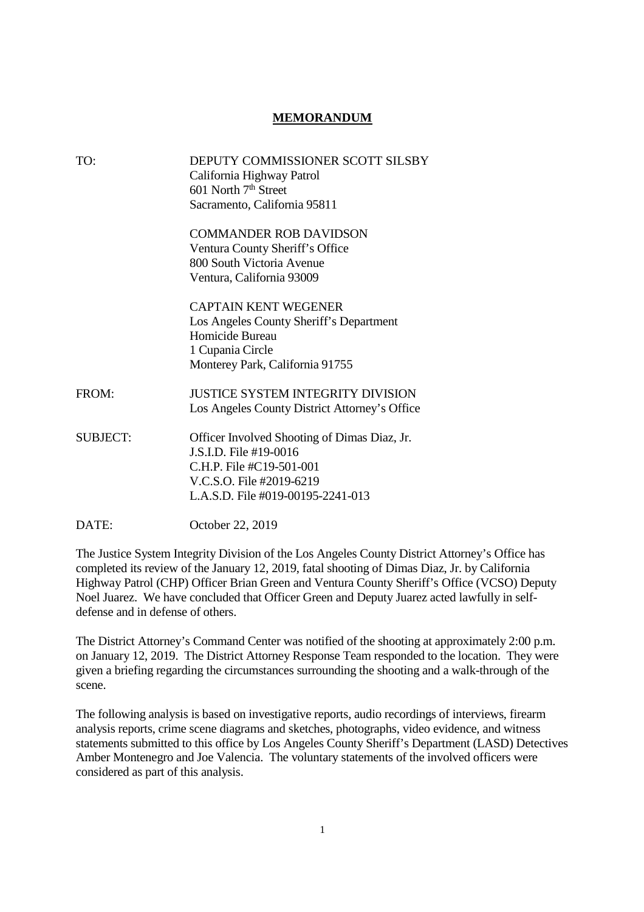# MEMORANDUM

TO: DEPUTY COMMISSIONER SCOTT SILSBY
California Highway Patrol
601 North 7th Street
Sacramento, California 95811

COMMANDER ROB DAVIDSON
Ventura County Sheriff's Office
800 South Victoria Avenue
Ventura, California 93009

CAPTAIN KENT WEGENER
Los Angeles County Sheriff's Department
Homicide Bureau
1 Cupania Circle
Monterey Park, California 91755

FROM: JUSTICE SYSTEM INTEGRITY DIVISION
Los Angeles County District Attorney's Office

SUBJECT: Officer Involved Shooting of Dimas Diaz, Jr.
J.S.I.D. File #19-0016
C.H.P. File #C19-501-001
V.C.S.O. File #2019-6219
L.A.S.D. File #019-00195-2241-013

DATE: October 22, 2019

The Justice System Integrity Division of the Los Angeles County District Attorney's Office has completed its review of the January 12, 2019, fatal shooting of Dimas Diaz, Jr. by California Highway Patrol (CHP) Officer Brian Green and Ventura County Sheriff's Office (VCSO) Deputy Noel Juarez. We have concluded that Officer Green and Deputy Juarez acted lawfully in self-defense and in defense of others.

The District Attorney's Command Center was notified of the shooting at approximately 2:00 p.m. on January 12, 2019. The District Attorney Response Team responded to the location. They were given a briefing regarding the circumstances surrounding the shooting and a walk-through of the scene.

The following analysis is based on investigative reports, audio recordings of interviews, firearm analysis reports, crime scene diagrams and sketches, photographs, video evidence, and witness statements submitted to this office by Los Angeles County Sheriff's Department (LASD) Detectives Amber Montenegro and Joe Valencia. The voluntary statements of the involved officers were considered as part of this analysis.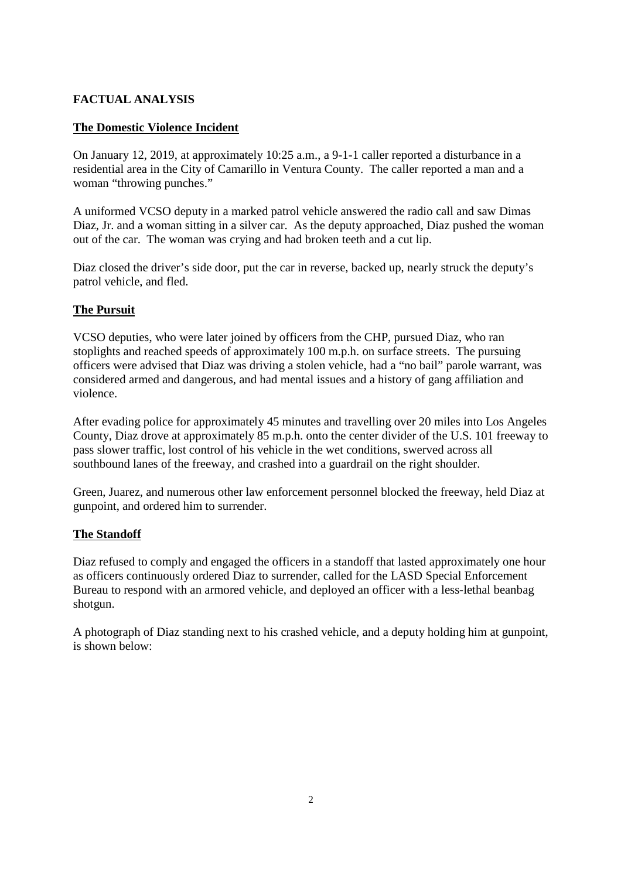## FACTUAL ANALYSIS

### The Domestic Violence Incident

On January 12, 2019, at approximately 10:25 a.m., a 9-1-1 caller reported a disturbance in a residential area in the City of Camarillo in Ventura County. The caller reported a man and a woman "throwing punches."

A uniformed VCSO deputy in a marked patrol vehicle answered the radio call and saw Dimas Diaz, Jr. and a woman sitting in a silver car. As the deputy approached, Diaz pushed the woman out of the car. The woman was crying and had broken teeth and a cut lip.

Diaz closed the driver's side door, put the car in reverse, backed up, nearly struck the deputy's patrol vehicle, and fled.

### The Pursuit

VCSO deputies, who were later joined by officers from the CHP, pursued Diaz, who ran stoplights and reached speeds of approximately 100 m.p.h. on surface streets. The pursuing officers were advised that Diaz was driving a stolen vehicle, had a "no bail" parole warrant, was considered armed and dangerous, and had mental issues and a history of gang affiliation and violence.

After evading police for approximately 45 minutes and travelling over 20 miles into Los Angeles County, Diaz drove at approximately 85 m.p.h. onto the center divider of the U.S. 101 freeway to pass slower traffic, lost control of his vehicle in the wet conditions, swerved across all southbound lanes of the freeway, and crashed into a guardrail on the right shoulder.

Green, Juarez, and numerous other law enforcement personnel blocked the freeway, held Diaz at gunpoint, and ordered him to surrender.

### The Standoff

Diaz refused to comply and engaged the officers in a standoff that lasted approximately one hour as officers continuously ordered Diaz to surrender, called for the LASD Special Enforcement Bureau to respond with an armored vehicle, and deployed an officer with a less-lethal beanbag shotgun.

A photograph of Diaz standing next to his crashed vehicle, and a deputy holding him at gunpoint, is shown below: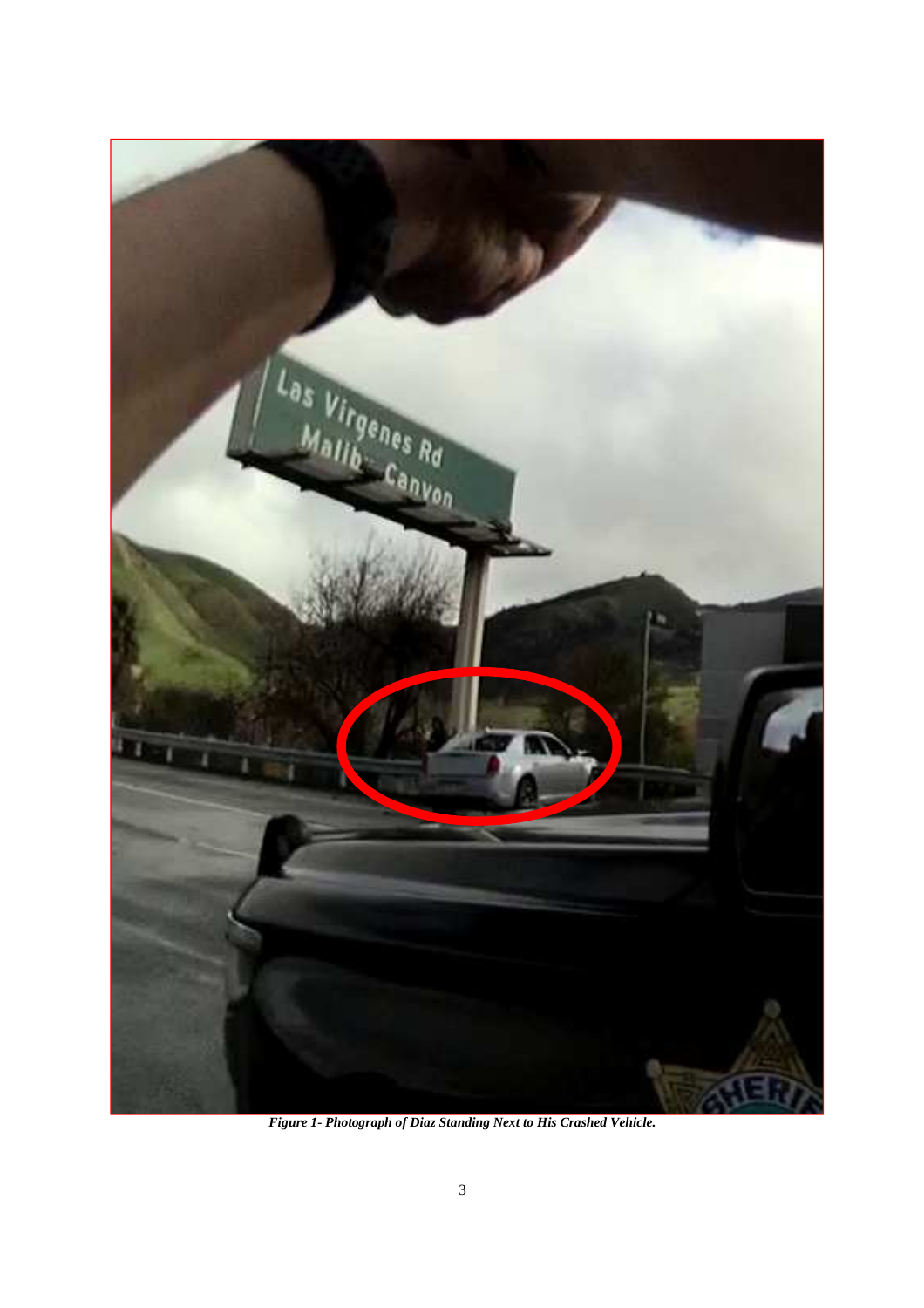*Figure 1- Photograph of Diaz Standing Next to His Crashed Vehicle.*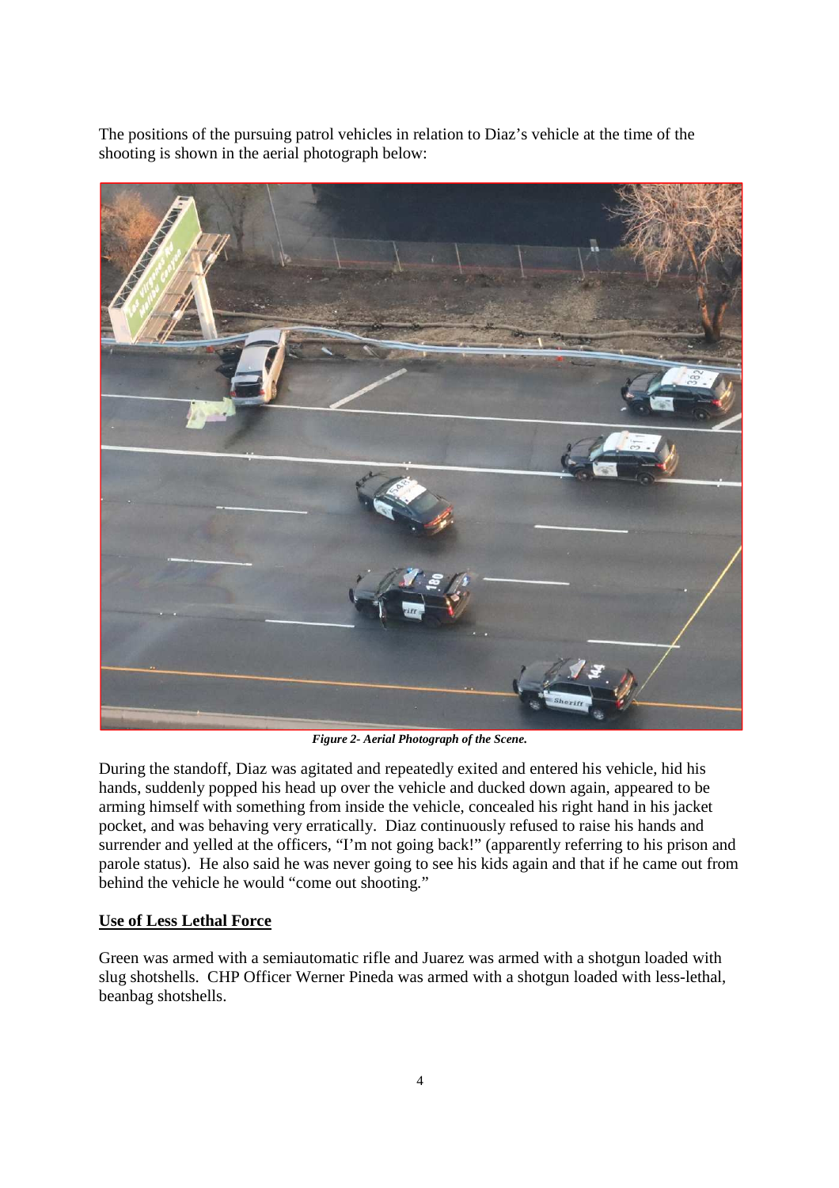The positions of the pursuing patrol vehicles in relation to Diaz's vehicle at the time of the shooting is shown in the aerial photograph below:

***Figure 2- Aerial Photograph of the Scene.***

During the standoff, Diaz was agitated and repeatedly exited and entered his vehicle, hid his hands, suddenly popped his head up over the vehicle and ducked down again, appeared to be arming himself with something from inside the vehicle, concealed his right hand in his jacket pocket, and was behaving very erratically. Diaz continuously refused to raise his hands and surrender and yelled at the officers, "I'm not going back!" (apparently referring to his prison and parole status). He also said he was never going to see his kids again and that if he came out from behind the vehicle he would "come out shooting."

## **Use of Less Lethal Force**

Green was armed with a semiautomatic rifle and Juarez was armed with a shotgun loaded with slug shotshells. CHP Officer Werner Pineda was armed with a shotgun loaded with less-lethal, beanbag shotshells.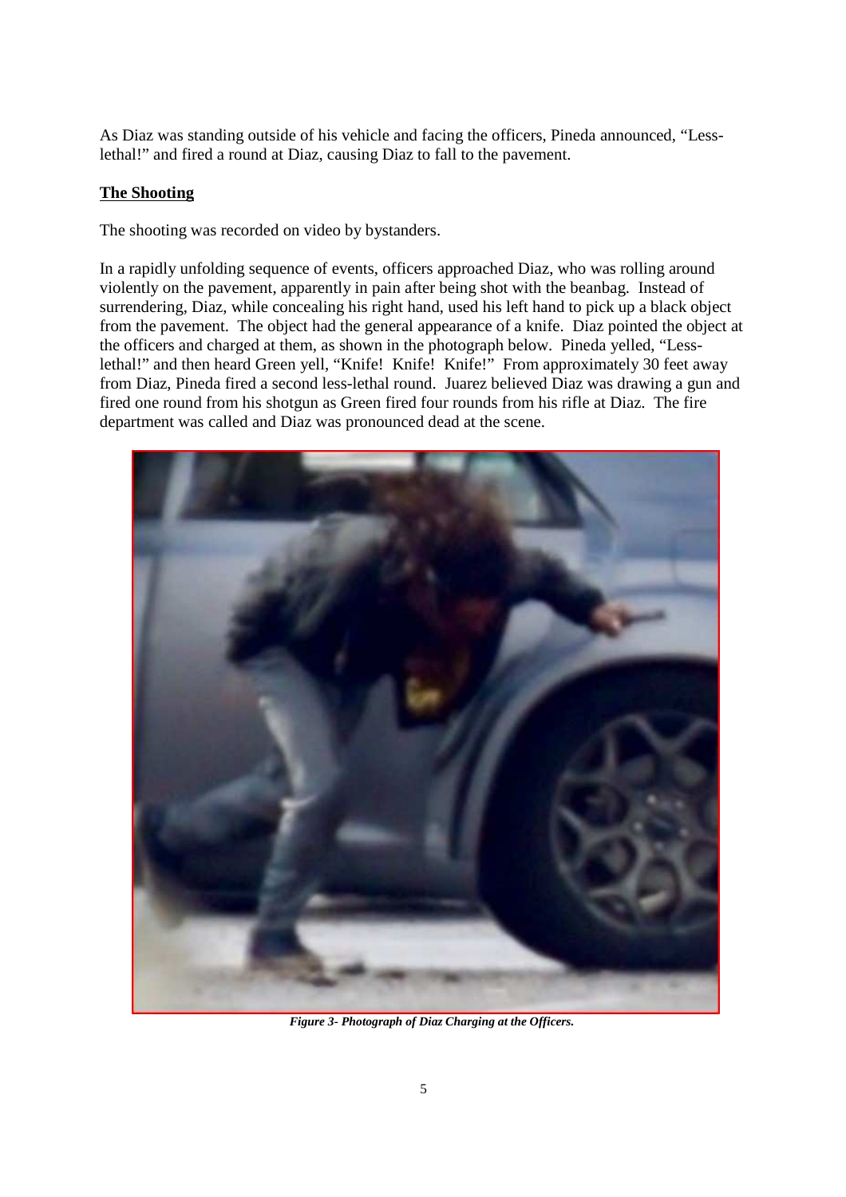As Diaz was standing outside of his vehicle and facing the officers, Pineda announced, "Less-lethal!" and fired a round at Diaz, causing Diaz to fall to the pavement.

**The Shooting**

The shooting was recorded on video by bystanders.

In a rapidly unfolding sequence of events, officers approached Diaz, who was rolling around violently on the pavement, apparently in pain after being shot with the beanbag. Instead of surrendering, Diaz, while concealing his right hand, used his left hand to pick up a black object from the pavement. The object had the general appearance of a knife. Diaz pointed the object at the officers and charged at them, as shown in the photograph below. Pineda yelled, "Less-lethal!" and then heard Green yell, "Knife! Knife! Knife!" From approximately 30 feet away from Diaz, Pineda fired a second less-lethal round. Juarez believed Diaz was drawing a gun and fired one round from his shotgun as Green fired four rounds from his rifle at Diaz. The fire department was called and Diaz was pronounced dead at the scene.

***Figure 3- Photograph of Diaz Charging at the Officers.***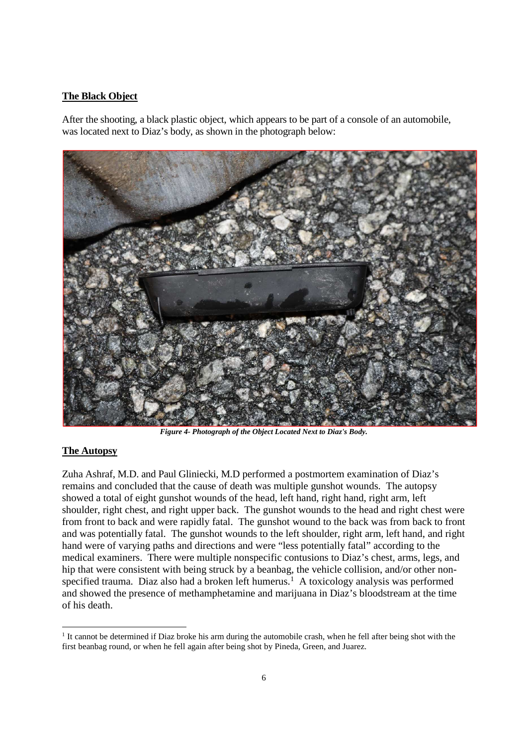## The Black Object

After the shooting, a black plastic object, which appears to be part of a console of an automobile, was located next to Diaz's body, as shown in the photograph below:

*Figure 4- Photograph of the Object Located Next to Diaz's Body.*

## The Autopsy

Zuha Ashraf, M.D. and Paul Gliniecki, M.D performed a postmortem examination of Diaz's remains and concluded that the cause of death was multiple gunshot wounds. The autopsy showed a total of eight gunshot wounds of the head, left hand, right hand, right arm, left shoulder, right chest, and right upper back. The gunshot wounds to the head and right chest were from front to back and were rapidly fatal. The gunshot wound to the back was from back to front and was potentially fatal. The gunshot wounds to the left shoulder, right arm, left hand, and right hand were of varying paths and directions and were "less potentially fatal" according to the medical examiners. There were multiple nonspecific contusions to Diaz's chest, arms, legs, and hip that were consistent with being struck by a beanbag, the vehicle collision, and/or other non-specified trauma. Diaz also had a broken left humerus.[1] A toxicology analysis was performed and showed the presence of methamphetamine and marijuana in Diaz's bloodstream at the time of his death.

---

[1] It cannot be determined if Diaz broke his arm during the automobile crash, when he fell after being shot with the first beanbag round, or when he fell again after being shot by Pineda, Green, and Juarez.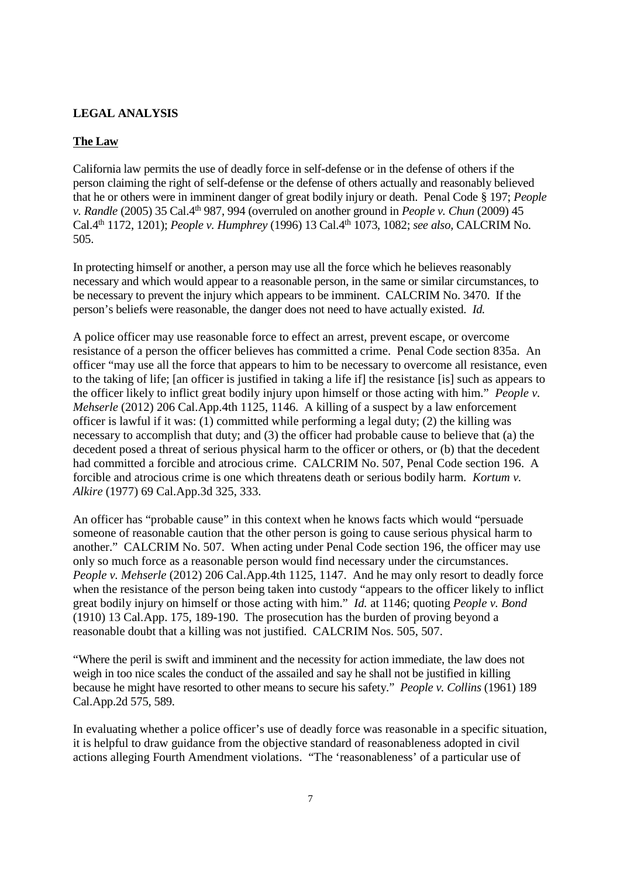**LEGAL ANALYSIS**

**The Law**

California law permits the use of deadly force in self-defense or in the defense of others if the person claiming the right of self-defense or the defense of others actually and reasonably believed that he or others were in imminent danger of great bodily injury or death. Penal Code § 197; *People v. Randle* (2005) 35 Cal.4th 987, 994 (overruled on another ground in *People v. Chun* (2009) 45 Cal.4th 1172, 1201); *People v. Humphrey* (1996) 13 Cal.4th 1073, 1082; *see also*, CALCRIM No. 505.

In protecting himself or another, a person may use all the force which he believes reasonably necessary and which would appear to a reasonable person, in the same or similar circumstances, to be necessary to prevent the injury which appears to be imminent. CALCRIM No. 3470. If the person's beliefs were reasonable, the danger does not need to have actually existed. *Id.*

A police officer may use reasonable force to effect an arrest, prevent escape, or overcome resistance of a person the officer believes has committed a crime. Penal Code section 835a. An officer "may use all the force that appears to him to be necessary to overcome all resistance, even to the taking of life; [an officer is justified in taking a life if] the resistance [is] such as appears to the officer likely to inflict great bodily injury upon himself or those acting with him." *People v. Mehserle* (2012) 206 Cal.App.4th 1125, 1146. A killing of a suspect by a law enforcement officer is lawful if it was: (1) committed while performing a legal duty; (2) the killing was necessary to accomplish that duty; and (3) the officer had probable cause to believe that (a) the decedent posed a threat of serious physical harm to the officer or others, or (b) that the decedent had committed a forcible and atrocious crime. CALCRIM No. 507, Penal Code section 196. A forcible and atrocious crime is one which threatens death or serious bodily harm. *Kortum v. Alkire* (1977) 69 Cal.App.3d 325, 333.

An officer has "probable cause" in this context when he knows facts which would "persuade someone of reasonable caution that the other person is going to cause serious physical harm to another." CALCRIM No. 507. When acting under Penal Code section 196, the officer may use only so much force as a reasonable person would find necessary under the circumstances. *People v. Mehserle* (2012) 206 Cal.App.4th 1125, 1147. And he may only resort to deadly force when the resistance of the person being taken into custody "appears to the officer likely to inflict great bodily injury on himself or those acting with him." *Id.* at 1146; quoting *People v. Bond* (1910) 13 Cal.App. 175, 189-190. The prosecution has the burden of proving beyond a reasonable doubt that a killing was not justified. CALCRIM Nos. 505, 507.

"Where the peril is swift and imminent and the necessity for action immediate, the law does not weigh in too nice scales the conduct of the assailed and say he shall not be justified in killing because he might have resorted to other means to secure his safety." *People v. Collins* (1961) 189 Cal.App.2d 575, 589.

In evaluating whether a police officer's use of deadly force was reasonable in a specific situation, it is helpful to draw guidance from the objective standard of reasonableness adopted in civil actions alleging Fourth Amendment violations. "The 'reasonableness' of a particular use of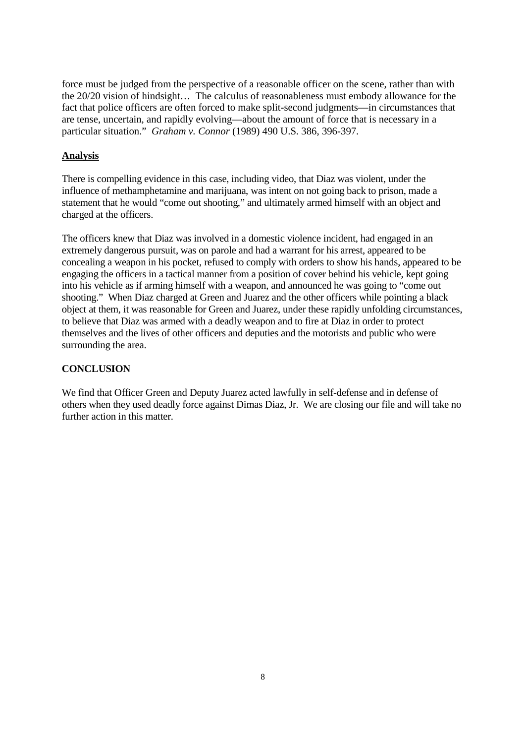force must be judged from the perspective of a reasonable officer on the scene, rather than with the 20/20 vision of hindsight… The calculus of reasonableness must embody allowance for the fact that police officers are often forced to make split-second judgments—in circumstances that are tense, uncertain, and rapidly evolving—about the amount of force that is necessary in a particular situation." *Graham v. Connor* (1989) 490 U.S. 386, 396-397.

## Analysis

There is compelling evidence in this case, including video, that Diaz was violent, under the influence of methamphetamine and marijuana, was intent on not going back to prison, made a statement that he would "come out shooting," and ultimately armed himself with an object and charged at the officers.

The officers knew that Diaz was involved in a domestic violence incident, had engaged in an extremely dangerous pursuit, was on parole and had a warrant for his arrest, appeared to be concealing a weapon in his pocket, refused to comply with orders to show his hands, appeared to be engaging the officers in a tactical manner from a position of cover behind his vehicle, kept going into his vehicle as if arming himself with a weapon, and announced he was going to "come out shooting." When Diaz charged at Green and Juarez and the other officers while pointing a black object at them, it was reasonable for Green and Juarez, under these rapidly unfolding circumstances, to believe that Diaz was armed with a deadly weapon and to fire at Diaz in order to protect themselves and the lives of other officers and deputies and the motorists and public who were surrounding the area.

## CONCLUSION

We find that Officer Green and Deputy Juarez acted lawfully in self-defense and in defense of others when they used deadly force against Dimas Diaz, Jr. We are closing our file and will take no further action in this matter.